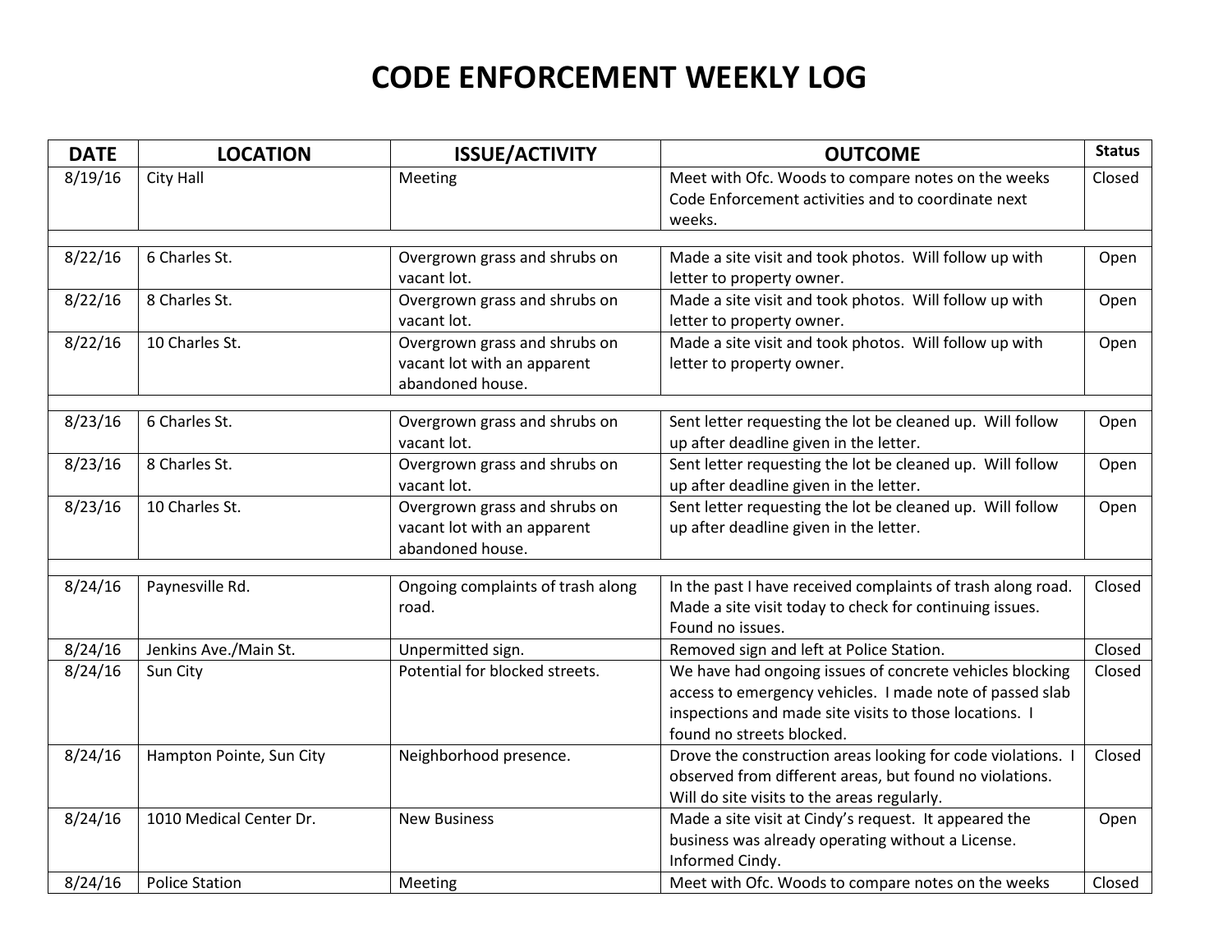# CODE ENFORCEMENT WEEKLY LOG

| DATE | LOCATION | ISSUE/ACTIVITY | OUTCOME | Status |
|---|---|---|---|---|
| 8/19/16 | City Hall | Meeting | Meet with Ofc. Woods to compare notes on the weeks Code Enforcement activities and to coordinate next weeks. | Closed |
| | | | | |
| 8/22/16 | 6 Charles St. | Overgrown grass and shrubs on vacant lot. | Made a site visit and took photos. Will follow up with letter to property owner. | Open |
| 8/22/16 | 8 Charles St. | Overgrown grass and shrubs on vacant lot. | Made a site visit and took photos. Will follow up with letter to property owner. | Open |
| 8/22/16 | 10 Charles St. | Overgrown grass and shrubs on vacant lot with an apparent abandoned house. | Made a site visit and took photos. Will follow up with letter to property owner. | Open |
| | | | | |
| 8/23/16 | 6 Charles St. | Overgrown grass and shrubs on vacant lot. | Sent letter requesting the lot be cleaned up. Will follow up after deadline given in the letter. | Open |
| 8/23/16 | 8 Charles St. | Overgrown grass and shrubs on vacant lot. | Sent letter requesting the lot be cleaned up. Will follow up after deadline given in the letter. | Open |
| 8/23/16 | 10 Charles St. | Overgrown grass and shrubs on vacant lot with an apparent abandoned house. | Sent letter requesting the lot be cleaned up. Will follow up after deadline given in the letter. | Open |
| | | | | |
| 8/24/16 | Paynesville Rd. | Ongoing complaints of trash along road. | In the past I have received complaints of trash along road. Made a site visit today to check for continuing issues. Found no issues. | Closed |
| 8/24/16 | Jenkins Ave./Main St. | Unpermitted sign. | Removed sign and left at Police Station. | Closed |
| 8/24/16 | Sun City | Potential for blocked streets. | We have had ongoing issues of concrete vehicles blocking access to emergency vehicles. I made note of passed slab inspections and made site visits to those locations. I found no streets blocked. | Closed |
| 8/24/16 | Hampton Pointe, Sun City | Neighborhood presence. | Drove the construction areas looking for code violations. I observed from different areas, but found no violations. Will do site visits to the areas regularly. | Closed |
| 8/24/16 | 1010 Medical Center Dr. | New Business | Made a site visit at Cindy's request. It appeared the business was already operating without a License. Informed Cindy. | Open |
| 8/24/16 | Police Station | Meeting | Meet with Ofc. Woods to compare notes on the weeks | Closed |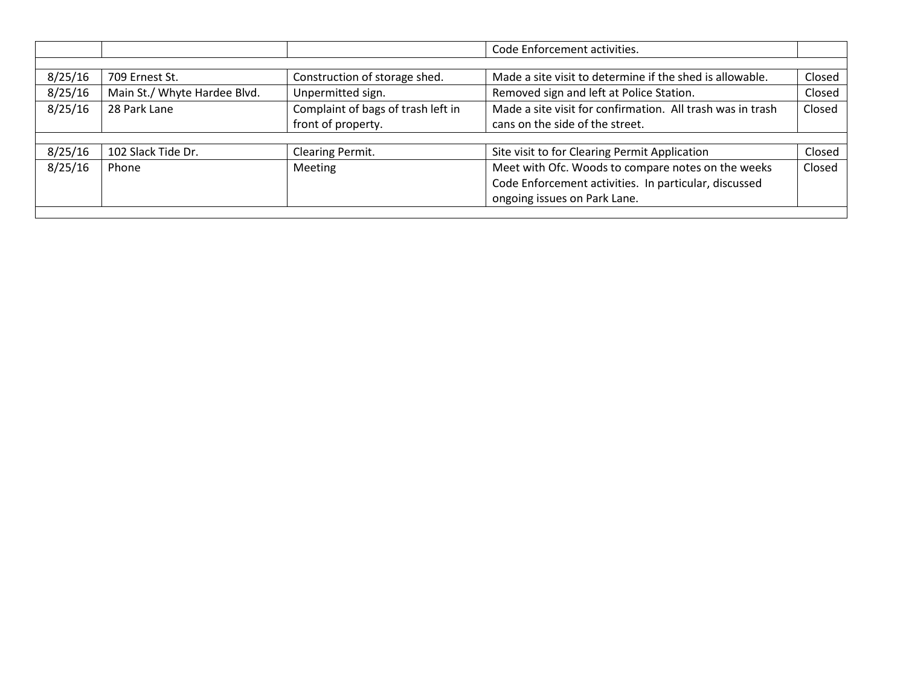| | | | Code Enforcement activities. | |
|---|---|---|---|---|
| | | | | |
| 8/25/16 | 709 Ernest St. | Construction of storage shed. | Made a site visit to determine if the shed is allowable. | Closed |
| 8/25/16 | Main St./ Whyte Hardee Blvd. | Unpermitted sign. | Removed sign and left at Police Station. | Closed |
| 8/25/16 | 28 Park Lane | Complaint of bags of trash left in front of property. | Made a site visit for confirmation. All trash was in trash cans on the side of the street. | Closed |
| | | | | |
| 8/25/16 | 102 Slack Tide Dr. | Clearing Permit. | Site visit to for Clearing Permit Application | Closed |
| 8/25/16 | Phone | Meeting | Meet with Ofc. Woods to compare notes on the weeks Code Enforcement activities. In particular, discussed ongoing issues on Park Lane. | Closed |
| | | | | |